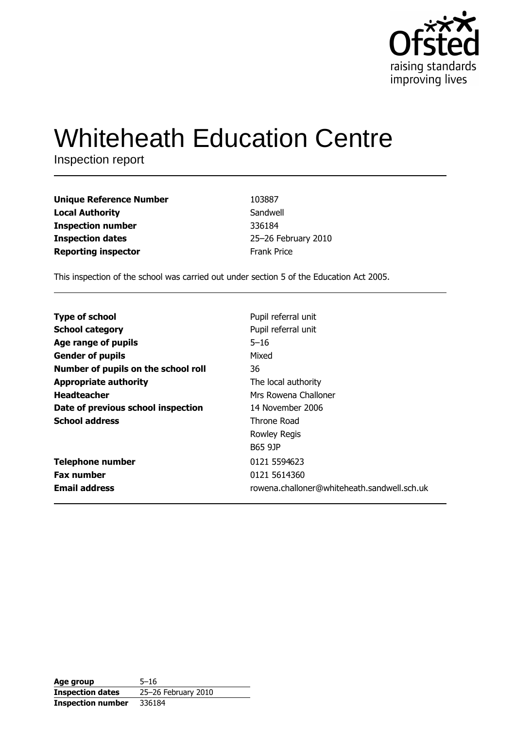# Whiteheath Education Centre

Inspection report

| | |
|---|---|
| **Unique Reference Number** | 103887 |
| **Local Authority** | Sandwell |
| **Inspection number** | 336184 |
| **Inspection dates** | 25–26 February 2010 |
| **Reporting inspector** | Frank Price |

This inspection of the school was carried out under section 5 of the Education Act 2005.

| | |
|---|---|
| **Type of school** | Pupil referral unit |
| **School category** | Pupil referral unit |
| **Age range of pupils** | 5–16 |
| **Gender of pupils** | Mixed |
| **Number of pupils on the school roll** | 36 |
| **Appropriate authority** | The local authority |
| **Headteacher** | Mrs Rowena Challoner |
| **Date of previous school inspection** | 14 November 2006 |
| **School address** | Throne Road<br>Rowley Regis<br>B65 9JP |
| **Telephone number** | 0121 5594623 |
| **Fax number** | 0121 5614360 |
| **Email address** | rowena.challoner@whiteheath.sandwell.sch.uk |

| | |
|---|---|
| **Age group** | 5–16 |
| **Inspection dates** | 25–26 February 2010 |
| **Inspection number** | 336184 |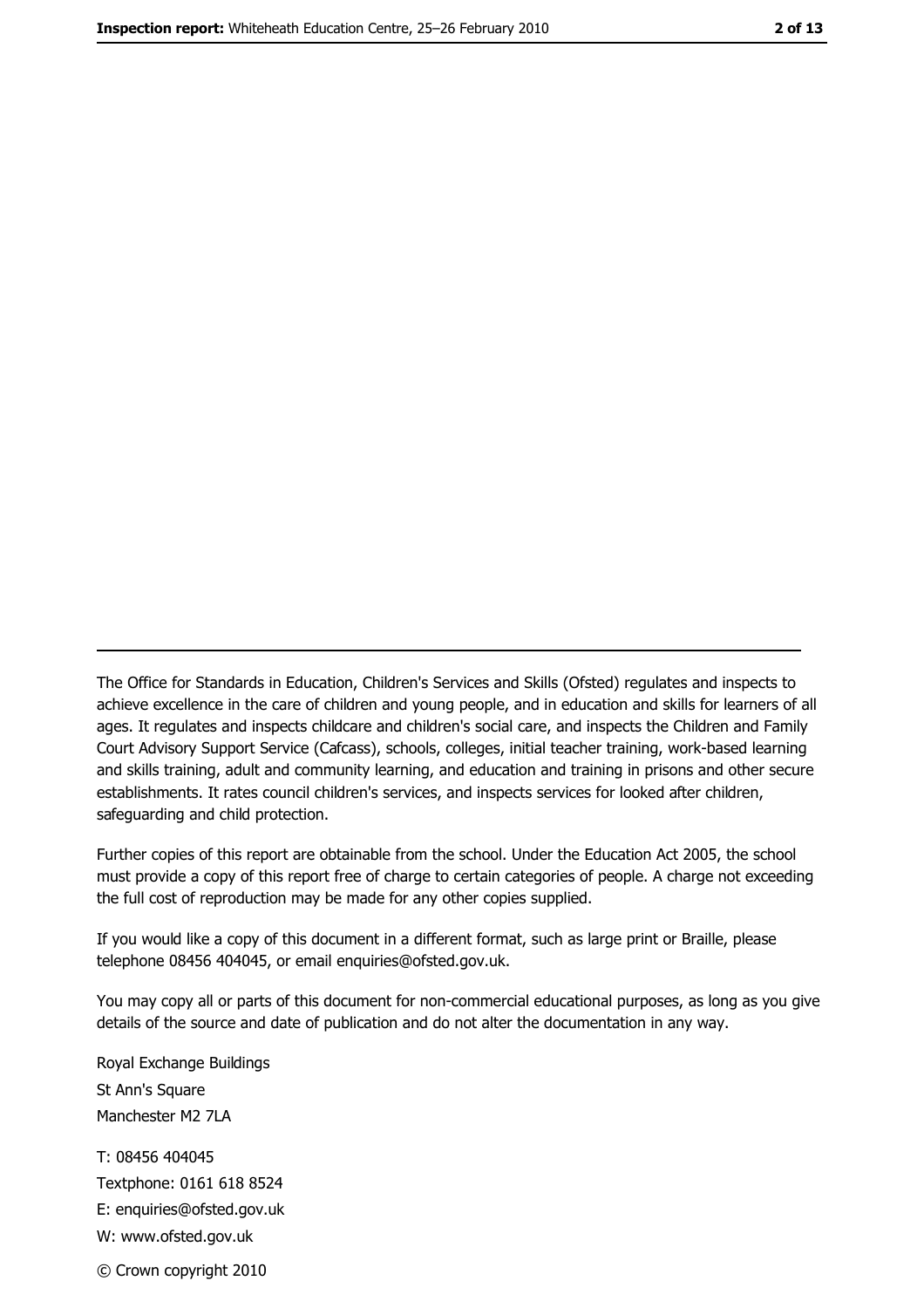The Office for Standards in Education, Children's Services and Skills (Ofsted) regulates and inspects to achieve excellence in the care of children and young people, and in education and skills for learners of all ages. It regulates and inspects childcare and children's social care, and inspects the Children and Family Court Advisory Support Service (Cafcass), schools, colleges, initial teacher training, work-based learning and skills training, adult and community learning, and education and training in prisons and other secure establishments. It rates council children's services, and inspects services for looked after children, safeguarding and child protection.

Further copies of this report are obtainable from the school. Under the Education Act 2005, the school must provide a copy of this report free of charge to certain categories of people. A charge not exceeding the full cost of reproduction may be made for any other copies supplied.

If you would like a copy of this document in a different format, such as large print or Braille, please telephone 08456 404045, or email enquiries@ofsted.gov.uk.

You may copy all or parts of this document for non-commercial educational purposes, as long as you give details of the source and date of publication and do not alter the documentation in any way.

Royal Exchange Buildings
St Ann's Square
Manchester M2 7LA

T: 08456 404045
Textphone: 0161 618 8524
E: enquiries@ofsted.gov.uk
W: www.ofsted.gov.uk

© Crown copyright 2010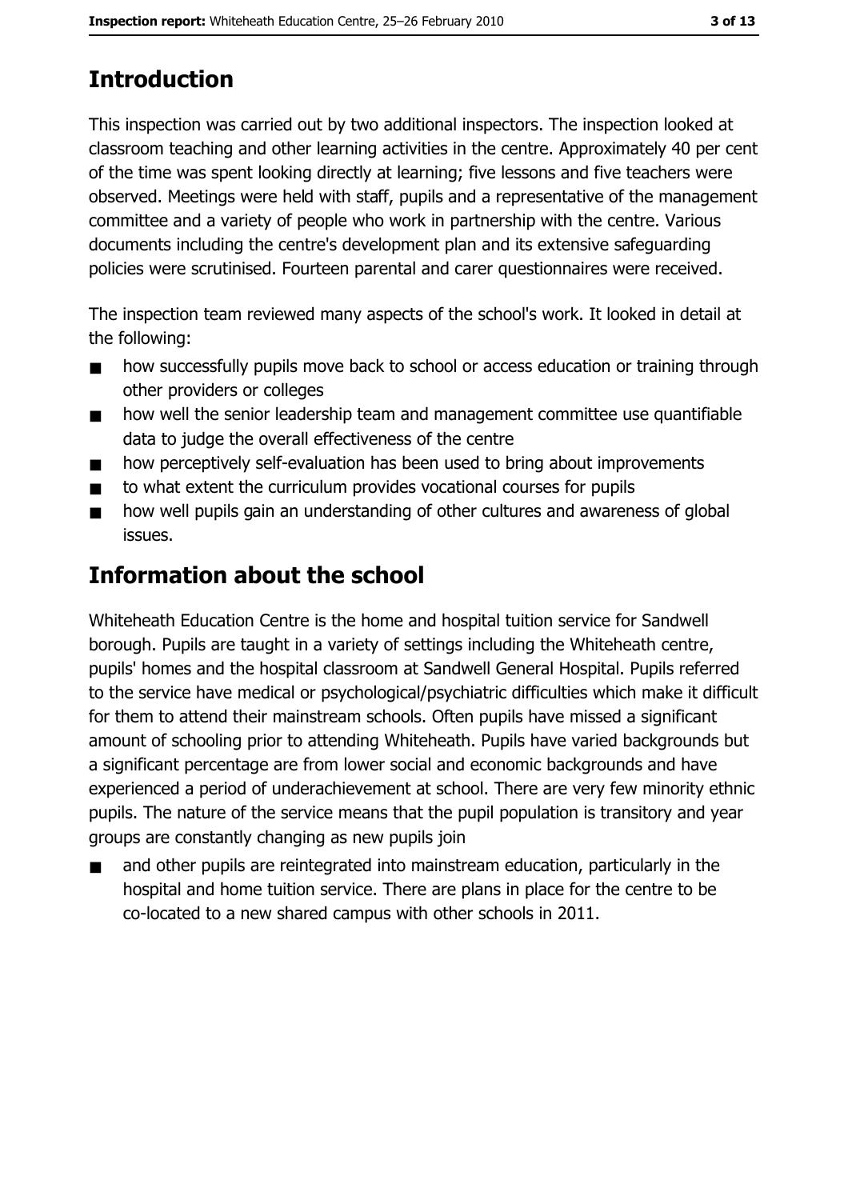## Introduction

This inspection was carried out by two additional inspectors. The inspection looked at classroom teaching and other learning activities in the centre. Approximately 40 per cent of the time was spent looking directly at learning; five lessons and five teachers were observed. Meetings were held with staff, pupils and a representative of the management committee and a variety of people who work in partnership with the centre. Various documents including the centre's development plan and its extensive safeguarding policies were scrutinised. Fourteen parental and carer questionnaires were received.

The inspection team reviewed many aspects of the school's work. It looked in detail at the following:

- how successfully pupils move back to school or access education or training through other providers or colleges
- how well the senior leadership team and management committee use quantifiable data to judge the overall effectiveness of the centre
- how perceptively self-evaluation has been used to bring about improvements
- to what extent the curriculum provides vocational courses for pupils
- how well pupils gain an understanding of other cultures and awareness of global issues.

## Information about the school

Whiteheath Education Centre is the home and hospital tuition service for Sandwell borough. Pupils are taught in a variety of settings including the Whiteheath centre, pupils' homes and the hospital classroom at Sandwell General Hospital. Pupils referred to the service have medical or psychological/psychiatric difficulties which make it difficult for them to attend their mainstream schools. Often pupils have missed a significant amount of schooling prior to attending Whiteheath. Pupils have varied backgrounds but a significant percentage are from lower social and economic backgrounds and have experienced a period of underachievement at school. There are very few minority ethnic pupils. The nature of the service means that the pupil population is transitory and year groups are constantly changing as new pupils join

- and other pupils are reintegrated into mainstream education, particularly in the hospital and home tuition service. There are plans in place for the centre to be co-located to a new shared campus with other schools in 2011.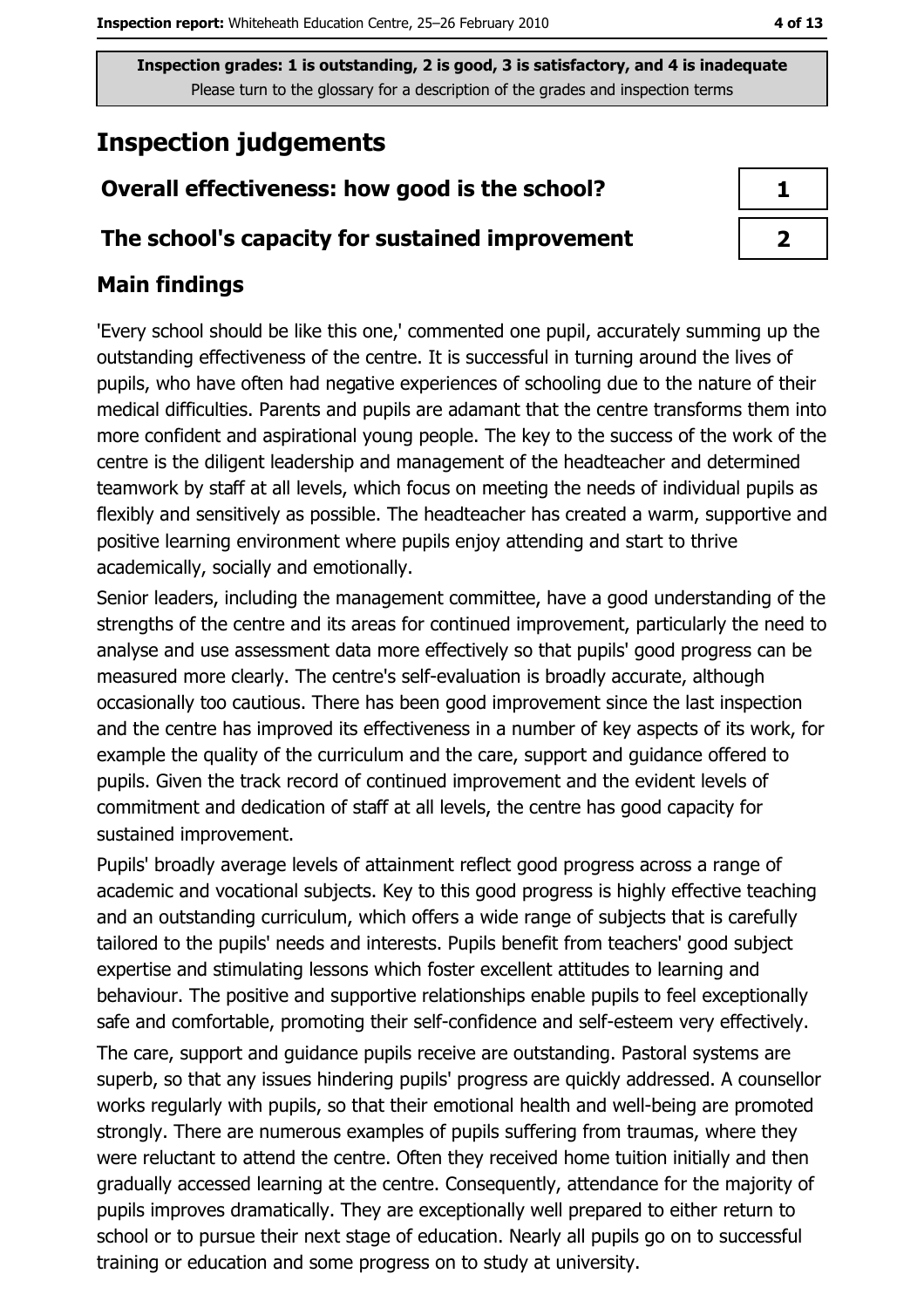Inspection grades: 1 is outstanding, 2 is good, 3 is satisfactory, and 4 is inadequate
Please turn to the glossary for a description of the grades and inspection terms

## Inspection judgements

| | |
|---|---|
| **Overall effectiveness: how good is the school?** | 1 |
| **The school's capacity for sustained improvement** | 2 |

### Main findings

'Every school should be like this one,' commented one pupil, accurately summing up the outstanding effectiveness of the centre. It is successful in turning around the lives of pupils, who have often had negative experiences of schooling due to the nature of their medical difficulties. Parents and pupils are adamant that the centre transforms them into more confident and aspirational young people. The key to the success of the work of the centre is the diligent leadership and management of the headteacher and determined teamwork by staff at all levels, which focus on meeting the needs of individual pupils as flexibly and sensitively as possible. The headteacher has created a warm, supportive and positive learning environment where pupils enjoy attending and start to thrive academically, socially and emotionally.

Senior leaders, including the management committee, have a good understanding of the strengths of the centre and its areas for continued improvement, particularly the need to analyse and use assessment data more effectively so that pupils' good progress can be measured more clearly. The centre's self-evaluation is broadly accurate, although occasionally too cautious. There has been good improvement since the last inspection and the centre has improved its effectiveness in a number of key aspects of its work, for example the quality of the curriculum and the care, support and guidance offered to pupils. Given the track record of continued improvement and the evident levels of commitment and dedication of staff at all levels, the centre has good capacity for sustained improvement.

Pupils' broadly average levels of attainment reflect good progress across a range of academic and vocational subjects. Key to this good progress is highly effective teaching and an outstanding curriculum, which offers a wide range of subjects that is carefully tailored to the pupils' needs and interests. Pupils benefit from teachers' good subject expertise and stimulating lessons which foster excellent attitudes to learning and behaviour. The positive and supportive relationships enable pupils to feel exceptionally safe and comfortable, promoting their self-confidence and self-esteem very effectively.

The care, support and guidance pupils receive are outstanding. Pastoral systems are superb, so that any issues hindering pupils' progress are quickly addressed. A counsellor works regularly with pupils, so that their emotional health and well-being are promoted strongly. There are numerous examples of pupils suffering from traumas, where they were reluctant to attend the centre. Often they received home tuition initially and then gradually accessed learning at the centre. Consequently, attendance for the majority of pupils improves dramatically. They are exceptionally well prepared to either return to school or to pursue their next stage of education. Nearly all pupils go on to successful training or education and some progress on to study at university.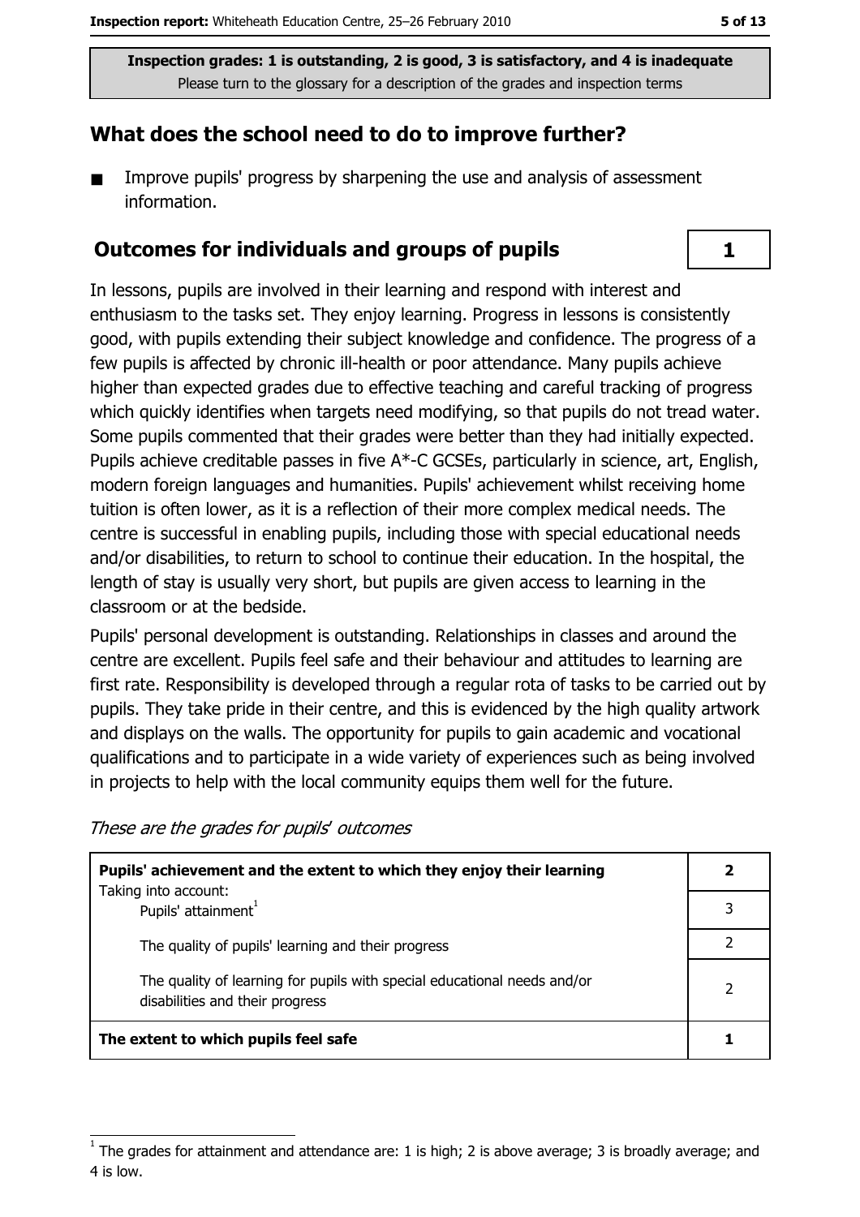Inspection grades: 1 is outstanding, 2 is good, 3 is satisfactory, and 4 is inadequate
Please turn to the glossary for a description of the grades and inspection terms

## What does the school need to do to improve further?

- Improve pupils' progress by sharpening the use and analysis of assessment information.

## Outcomes for individuals and groups of pupils

**1**

In lessons, pupils are involved in their learning and respond with interest and enthusiasm to the tasks set. They enjoy learning. Progress in lessons is consistently good, with pupils extending their subject knowledge and confidence. The progress of a few pupils is affected by chronic ill-health or poor attendance. Many pupils achieve higher than expected grades due to effective teaching and careful tracking of progress which quickly identifies when targets need modifying, so that pupils do not tread water. Some pupils commented that their grades were better than they had initially expected. Pupils achieve creditable passes in five A*-C GCSEs, particularly in science, art, English, modern foreign languages and humanities. Pupils' achievement whilst receiving home tuition is often lower, as it is a reflection of their more complex medical needs. The centre is successful in enabling pupils, including those with special educational needs and/or disabilities, to return to school to continue their education. In the hospital, the length of stay is usually very short, but pupils are given access to learning in the classroom or at the bedside.

Pupils' personal development is outstanding. Relationships in classes and around the centre are excellent. Pupils feel safe and their behaviour and attitudes to learning are first rate. Responsibility is developed through a regular rota of tasks to be carried out by pupils. They take pride in their centre, and this is evidenced by the high quality artwork and displays on the walls. The opportunity for pupils to gain academic and vocational qualifications and to participate in a wide variety of experiences such as being involved in projects to help with the local community equips them well for the future.

*These are the grades for pupils' outcomes*

| | |
|---|---|
| **Pupils' achievement and the extent to which they enjoy their learning** | **2** |
| Taking into account: Pupils' attainment[1] | 3 |
| The quality of pupils' learning and their progress | 2 |
| The quality of learning for pupils with special educational needs and/or disabilities and their progress | 2 |
| **The extent to which pupils feel safe** | **1** |

[1] The grades for attainment and attendance are: 1 is high; 2 is above average; 3 is broadly average; and 4 is low.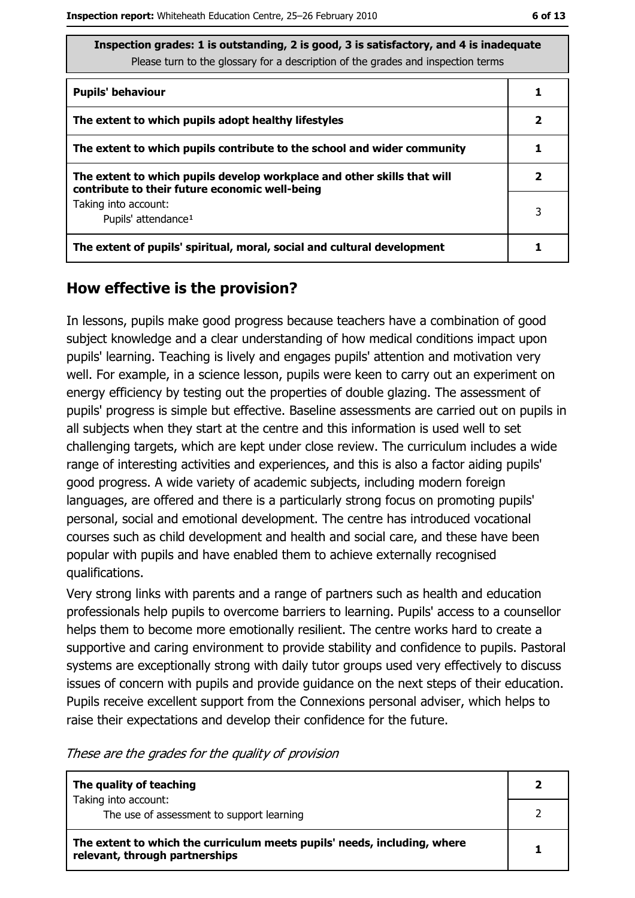| Inspection grades: 1 is outstanding, 2 is good, 3 is satisfactory, and 4 is inadequate<br>Please turn to the glossary for a description of the grades and inspection terms | |
|---|---|
| **Pupils' behaviour** | 1 |
| **The extent to which pupils adopt healthy lifestyles** | 2 |
| **The extent to which pupils contribute to the school and wider community** | 1 |
| **The extent to which pupils develop workplace and other skills that will contribute to their future economic well-being** | 2 |
| Taking into account:<br>Pupils' attendance[1] | 3 |
| **The extent of pupils' spiritual, moral, social and cultural development** | 1 |

## How effective is the provision?

In lessons, pupils make good progress because teachers have a combination of good subject knowledge and a clear understanding of how medical conditions impact upon pupils' learning. Teaching is lively and engages pupils' attention and motivation very well. For example, in a science lesson, pupils were keen to carry out an experiment on energy efficiency by testing out the properties of double glazing. The assessment of pupils' progress is simple but effective. Baseline assessments are carried out on pupils in all subjects when they start at the centre and this information is used well to set challenging targets, which are kept under close review. The curriculum includes a wide range of interesting activities and experiences, and this is also a factor aiding pupils' good progress. A wide variety of academic subjects, including modern foreign languages, are offered and there is a particularly strong focus on promoting pupils' personal, social and emotional development. The centre has introduced vocational courses such as child development and health and social care, and these have been popular with pupils and have enabled them to achieve externally recognised qualifications.

Very strong links with parents and a range of partners such as health and education professionals help pupils to overcome barriers to learning. Pupils' access to a counsellor helps them to become more emotionally resilient. The centre works hard to create a supportive and caring environment to provide stability and confidence to pupils. Pastoral systems are exceptionally strong with daily tutor groups used very effectively to discuss issues of concern with pupils and provide guidance on the next steps of their education. Pupils receive excellent support from the Connexions personal adviser, which helps to raise their expectations and develop their confidence for the future.

*These are the grades for the quality of provision*

| | |
|---|---|
| **The quality of teaching** | 2 |
| Taking into account:<br>The use of assessment to support learning | 2 |
| **The extent to which the curriculum meets pupils' needs, including, where relevant, through partnerships** | 1 |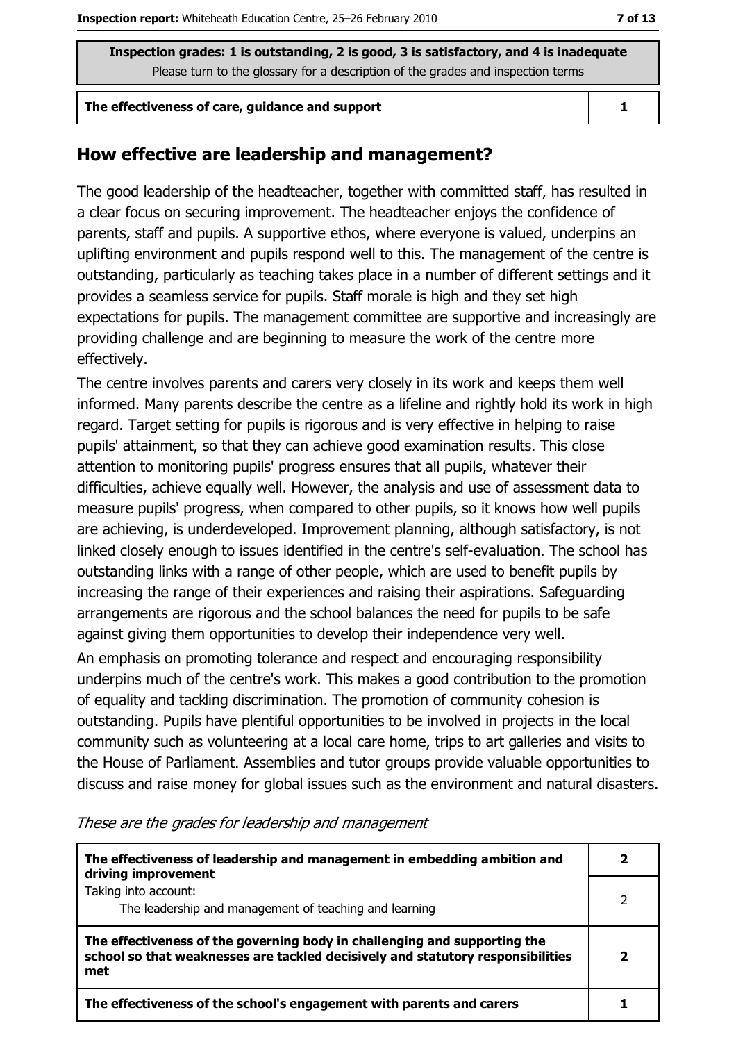| Inspection grades: 1 is outstanding, 2 is good, 3 is satisfactory, and 4 is inadequate<br>Please turn to the glossary for a description of the grades and inspection terms |
|---|

| | |
|---|---|
| **The effectiveness of care, guidance and support** | **1** |

## How effective are leadership and management?

The good leadership of the headteacher, together with committed staff, has resulted in a clear focus on securing improvement. The headteacher enjoys the confidence of parents, staff and pupils. A supportive ethos, where everyone is valued, underpins an uplifting environment and pupils respond well to this. The management of the centre is outstanding, particularly as teaching takes place in a number of different settings and it provides a seamless service for pupils. Staff morale is high and they set high expectations for pupils. The management committee are supportive and increasingly are providing challenge and are beginning to measure the work of the centre more effectively.

The centre involves parents and carers very closely in its work and keeps them well informed. Many parents describe the centre as a lifeline and rightly hold its work in high regard. Target setting for pupils is rigorous and is very effective in helping to raise pupils' attainment, so that they can achieve good examination results. This close attention to monitoring pupils' progress ensures that all pupils, whatever their difficulties, achieve equally well. However, the analysis and use of assessment data to measure pupils' progress, when compared to other pupils, so it knows how well pupils are achieving, is underdeveloped. Improvement planning, although satisfactory, is not linked closely enough to issues identified in the centre's self-evaluation. The school has outstanding links with a range of other people, which are used to benefit pupils by increasing the range of their experiences and raising their aspirations. Safeguarding arrangements are rigorous and the school balances the need for pupils to be safe against giving them opportunities to develop their independence very well.

An emphasis on promoting tolerance and respect and encouraging responsibility underpins much of the centre's work. This makes a good contribution to the promotion of equality and tackling discrimination. The promotion of community cohesion is outstanding. Pupils have plentiful opportunities to be involved in projects in the local community such as volunteering at a local care home, trips to art galleries and visits to the House of Parliament. Assemblies and tutor groups provide valuable opportunities to discuss and raise money for global issues such as the environment and natural disasters.

*These are the grades for leadership and management*

| | |
|---|---|
| **The effectiveness of leadership and management in embedding ambition and driving improvement** | **2** |
| Taking into account:<br>The leadership and management of teaching and learning | 2 |
| **The effectiveness of the governing body in challenging and supporting the school so that weaknesses are tackled decisively and statutory responsibilities met** | **2** |
| **The effectiveness of the school's engagement with parents and carers** | **1** |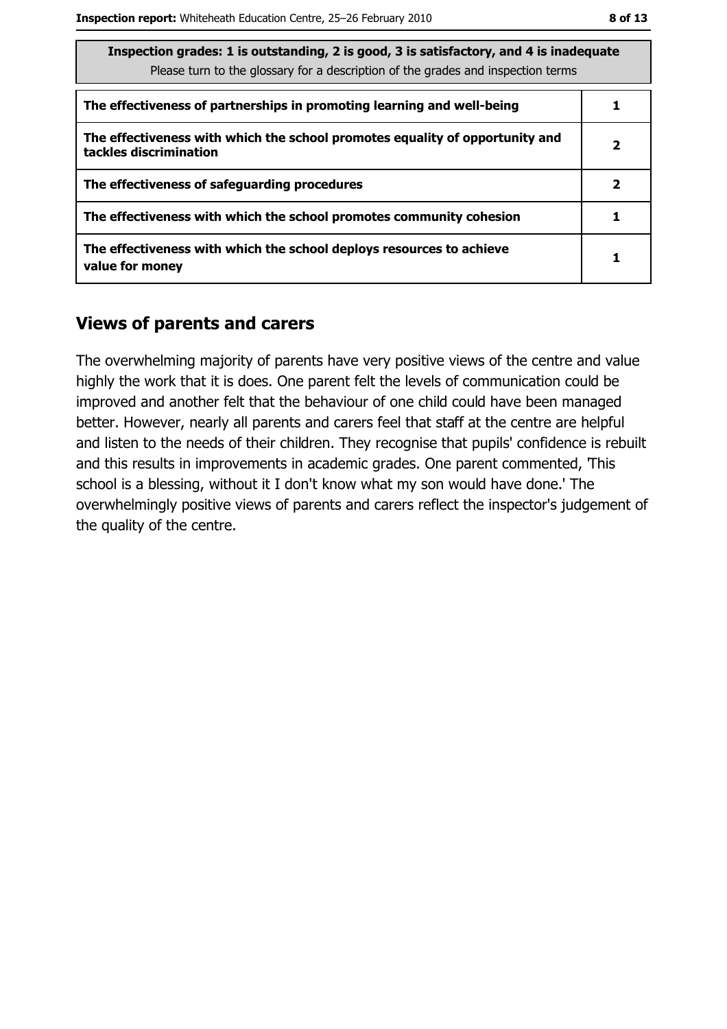**Inspection grades: 1 is outstanding, 2 is good, 3 is satisfactory, and 4 is inadequate**
Please turn to the glossary for a description of the grades and inspection terms

| | |
|---|---|
| **The effectiveness of partnerships in promoting learning and well-being** | **1** |
| **The effectiveness with which the school promotes equality of opportunity and tackles discrimination** | **2** |
| **The effectiveness of safeguarding procedures** | **2** |
| **The effectiveness with which the school promotes community cohesion** | **1** |
| **The effectiveness with which the school deploys resources to achieve value for money** | **1** |

## Views of parents and carers

The overwhelming majority of parents have very positive views of the centre and value highly the work that it is does. One parent felt the levels of communication could be improved and another felt that the behaviour of one child could have been managed better. However, nearly all parents and carers feel that staff at the centre are helpful and listen to the needs of their children. They recognise that pupils' confidence is rebuilt and this results in improvements in academic grades. One parent commented, 'This school is a blessing, without it I don't know what my son would have done.' The overwhelmingly positive views of parents and carers reflect the inspector's judgement of the quality of the centre.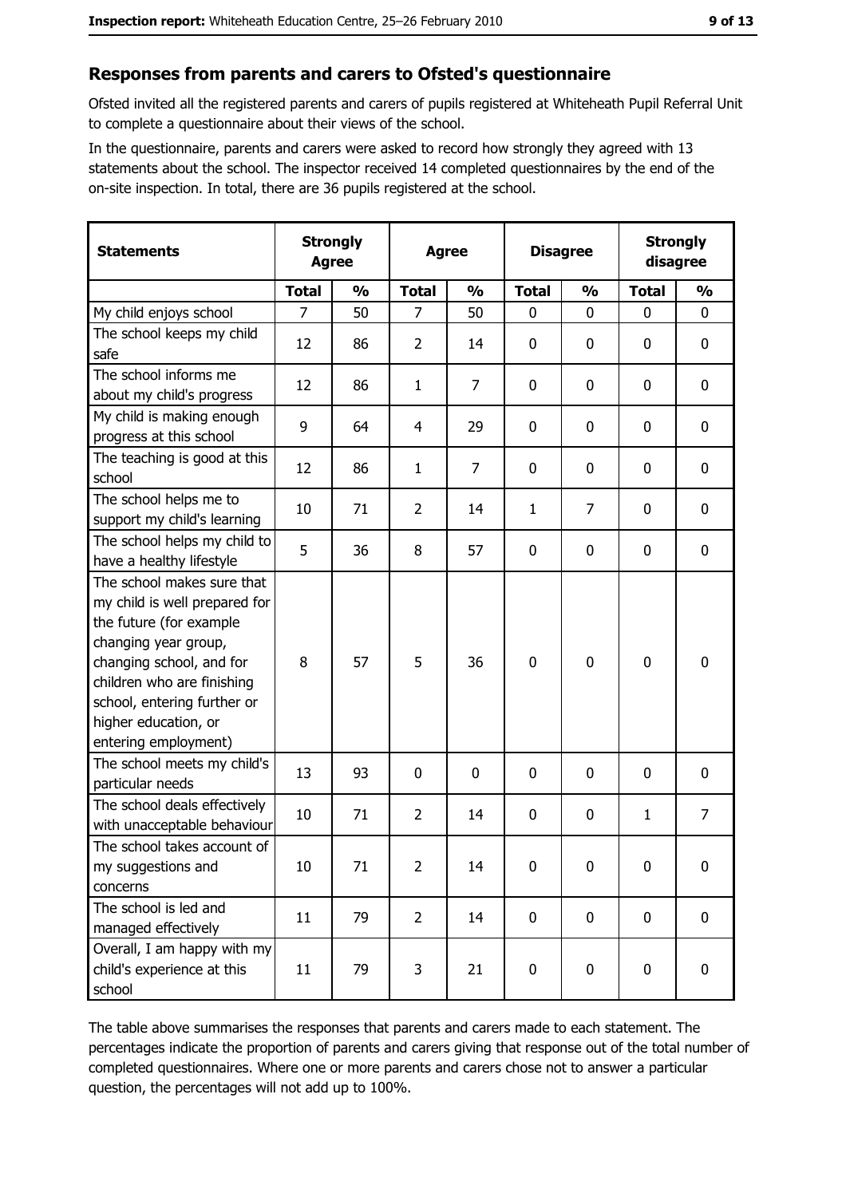## Responses from parents and carers to Ofsted's questionnaire

Ofsted invited all the registered parents and carers of pupils registered at Whiteheath Pupil Referral Unit to complete a questionnaire about their views of the school.

In the questionnaire, parents and carers were asked to record how strongly they agreed with 13 statements about the school. The inspector received 14 completed questionnaires by the end of the on-site inspection. In total, there are 36 pupils registered at the school.

| Statements | Strongly Agree | | Agree | | Disagree | | Strongly disagree | |
|---|---|---|---|---|---|---|---|---|
| | Total | % | Total | % | Total | % | Total | % |
| My child enjoys school | 7 | 50 | 7 | 50 | 0 | 0 | 0 | 0 |
| The school keeps my child safe | 12 | 86 | 2 | 14 | 0 | 0 | 0 | 0 |
| The school informs me about my child's progress | 12 | 86 | 1 | 7 | 0 | 0 | 0 | 0 |
| My child is making enough progress at this school | 9 | 64 | 4 | 29 | 0 | 0 | 0 | 0 |
| The teaching is good at this school | 12 | 86 | 1 | 7 | 0 | 0 | 0 | 0 |
| The school helps me to support my child's learning | 10 | 71 | 2 | 14 | 1 | 7 | 0 | 0 |
| The school helps my child to have a healthy lifestyle | 5 | 36 | 8 | 57 | 0 | 0 | 0 | 0 |
| The school makes sure that my child is well prepared for the future (for example changing year group, changing school, and for children who are finishing school, entering further or higher education, or entering employment) | 8 | 57 | 5 | 36 | 0 | 0 | 0 | 0 |
| The school meets my child's particular needs | 13 | 93 | 0 | 0 | 0 | 0 | 0 | 0 |
| The school deals effectively with unacceptable behaviour | 10 | 71 | 2 | 14 | 0 | 0 | 1 | 7 |
| The school takes account of my suggestions and concerns | 10 | 71 | 2 | 14 | 0 | 0 | 0 | 0 |
| The school is led and managed effectively | 11 | 79 | 2 | 14 | 0 | 0 | 0 | 0 |
| Overall, I am happy with my child's experience at this school | 11 | 79 | 3 | 21 | 0 | 0 | 0 | 0 |

The table above summarises the responses that parents and carers made to each statement. The percentages indicate the proportion of parents and carers giving that response out of the total number of completed questionnaires. Where one or more parents and carers chose not to answer a particular question, the percentages will not add up to 100%.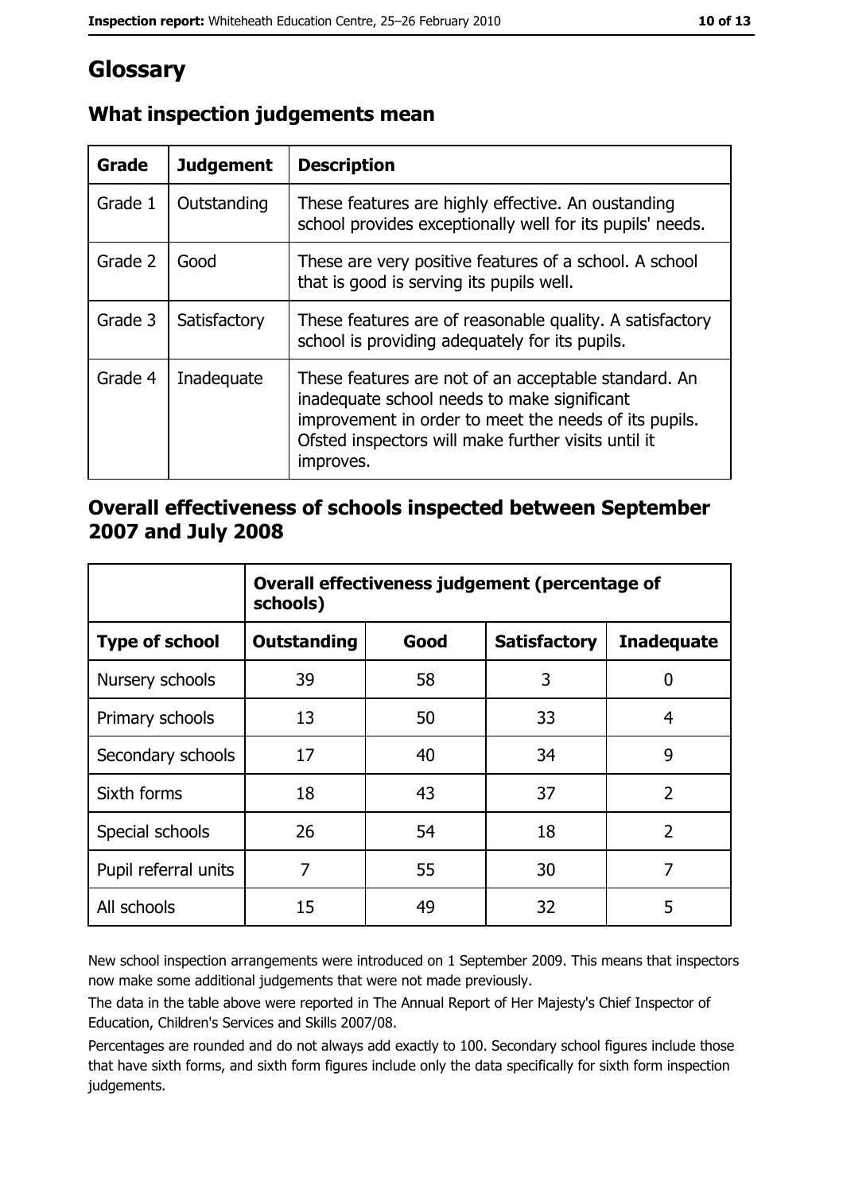# Glossary

## What inspection judgements mean

| Grade | Judgement | Description |
| --- | --- | --- |
| Grade 1 | Outstanding | These features are highly effective. An oustanding school provides exceptionally well for its pupils' needs. |
| Grade 2 | Good | These are very positive features of a school. A school that is good is serving its pupils well. |
| Grade 3 | Satisfactory | These features are of reasonable quality. A satisfactory school is providing adequately for its pupils. |
| Grade 4 | Inadequate | These features are not of an acceptable standard. An inadequate school needs to make significant improvement in order to meet the needs of its pupils. Ofsted inspectors will make further visits until it improves. |

## Overall effectiveness of schools inspected between September 2007 and July 2008

| | Overall effectiveness judgement (percentage of schools) | | | |
| --- | --- | --- | --- | --- |
| **Type of school** | **Outstanding** | **Good** | **Satisfactory** | **Inadequate** |
| Nursery schools | 39 | 58 | 3 | 0 |
| Primary schools | 13 | 50 | 33 | 4 |
| Secondary schools | 17 | 40 | 34 | 9 |
| Sixth forms | 18 | 43 | 37 | 2 |
| Special schools | 26 | 54 | 18 | 2 |
| Pupil referral units | 7 | 55 | 30 | 7 |
| All schools | 15 | 49 | 32 | 5 |

New school inspection arrangements were introduced on 1 September 2009. This means that inspectors now make some additional judgements that were not made previously.

The data in the table above were reported in The Annual Report of Her Majesty's Chief Inspector of Education, Children's Services and Skills 2007/08.

Percentages are rounded and do not always add exactly to 100. Secondary school figures include those that have sixth forms, and sixth form figures include only the data specifically for sixth form inspection judgements.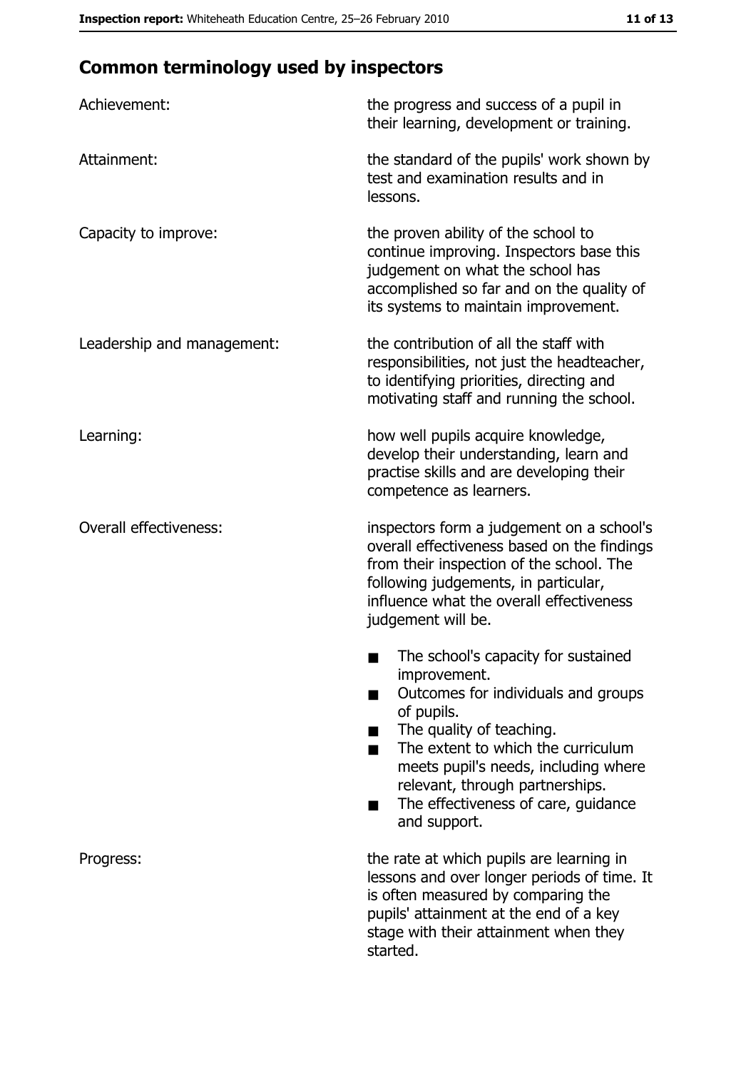## Common terminology used by inspectors

| | |
|---|---|
| Achievement: | the progress and success of a pupil in their learning, development or training. |
| Attainment: | the standard of the pupils' work shown by test and examination results and in lessons. |
| Capacity to improve: | the proven ability of the school to continue improving. Inspectors base this judgement on what the school has accomplished so far and on the quality of its systems to maintain improvement. |
| Leadership and management: | the contribution of all the staff with responsibilities, not just the headteacher, to identifying priorities, directing and motivating staff and running the school. |
| Learning: | how well pupils acquire knowledge, develop their understanding, learn and practise skills and are developing their competence as learners. |
| Overall effectiveness: | inspectors form a judgement on a school's overall effectiveness based on the findings from their inspection of the school. The following judgements, in particular, influence what the overall effectiveness judgement will be. ■ The school's capacity for sustained improvement. ■ Outcomes for individuals and groups of pupils. ■ The quality of teaching. ■ The extent to which the curriculum meets pupil's needs, including where relevant, through partnerships. ■ The effectiveness of care, guidance and support. |
| Progress: | the rate at which pupils are learning in lessons and over longer periods of time. It is often measured by comparing the pupils' attainment at the end of a key stage with their attainment when they started. |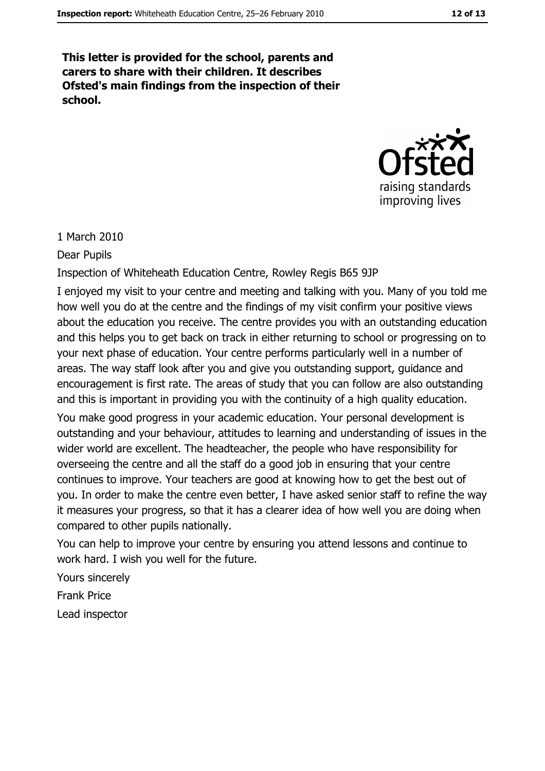**This letter is provided for the school, parents and carers to share with their children. It describes Ofsted's main findings from the inspection of their school.**

1 March 2010

Dear Pupils

Inspection of Whiteheath Education Centre, Rowley Regis B65 9JP

I enjoyed my visit to your centre and meeting and talking with you. Many of you told me how well you do at the centre and the findings of my visit confirm your positive views about the education you receive. The centre provides you with an outstanding education and this helps you to get back on track in either returning to school or progressing on to your next phase of education. Your centre performs particularly well in a number of areas. The way staff look after you and give you outstanding support, guidance and encouragement is first rate. The areas of study that you can follow are also outstanding and this is important in providing you with the continuity of a high quality education.

You make good progress in your academic education. Your personal development is outstanding and your behaviour, attitudes to learning and understanding of issues in the wider world are excellent. The headteacher, the people who have responsibility for overseeing the centre and all the staff do a good job in ensuring that your centre continues to improve. Your teachers are good at knowing how to get the best out of you. In order to make the centre even better, I have asked senior staff to refine the way it measures your progress, so that it has a clearer idea of how well you are doing when compared to other pupils nationally.

You can help to improve your centre by ensuring you attend lessons and continue to work hard. I wish you well for the future.

Yours sincerely

Frank Price

Lead inspector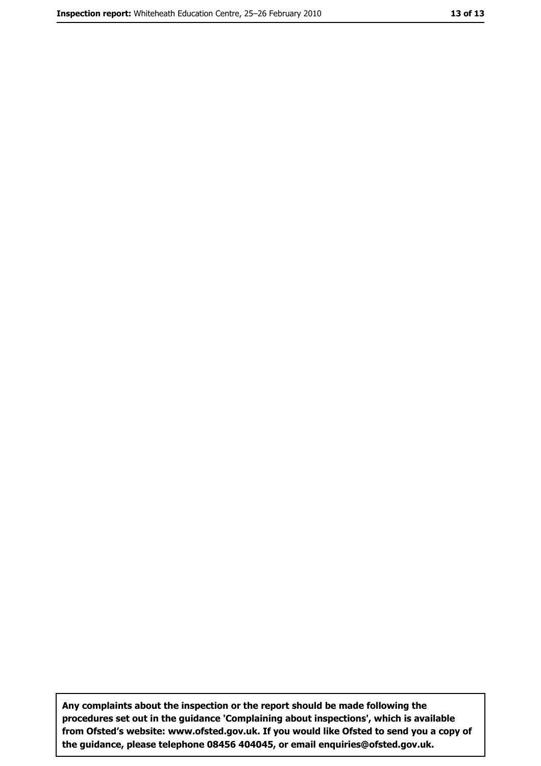**Any complaints about the inspection or the report should be made following the procedures set out in the guidance 'Complaining about inspections', which is available from Ofsted's website: www.ofsted.gov.uk. If you would like Ofsted to send you a copy of the guidance, please telephone 08456 404045, or email enquiries@ofsted.gov.uk.**